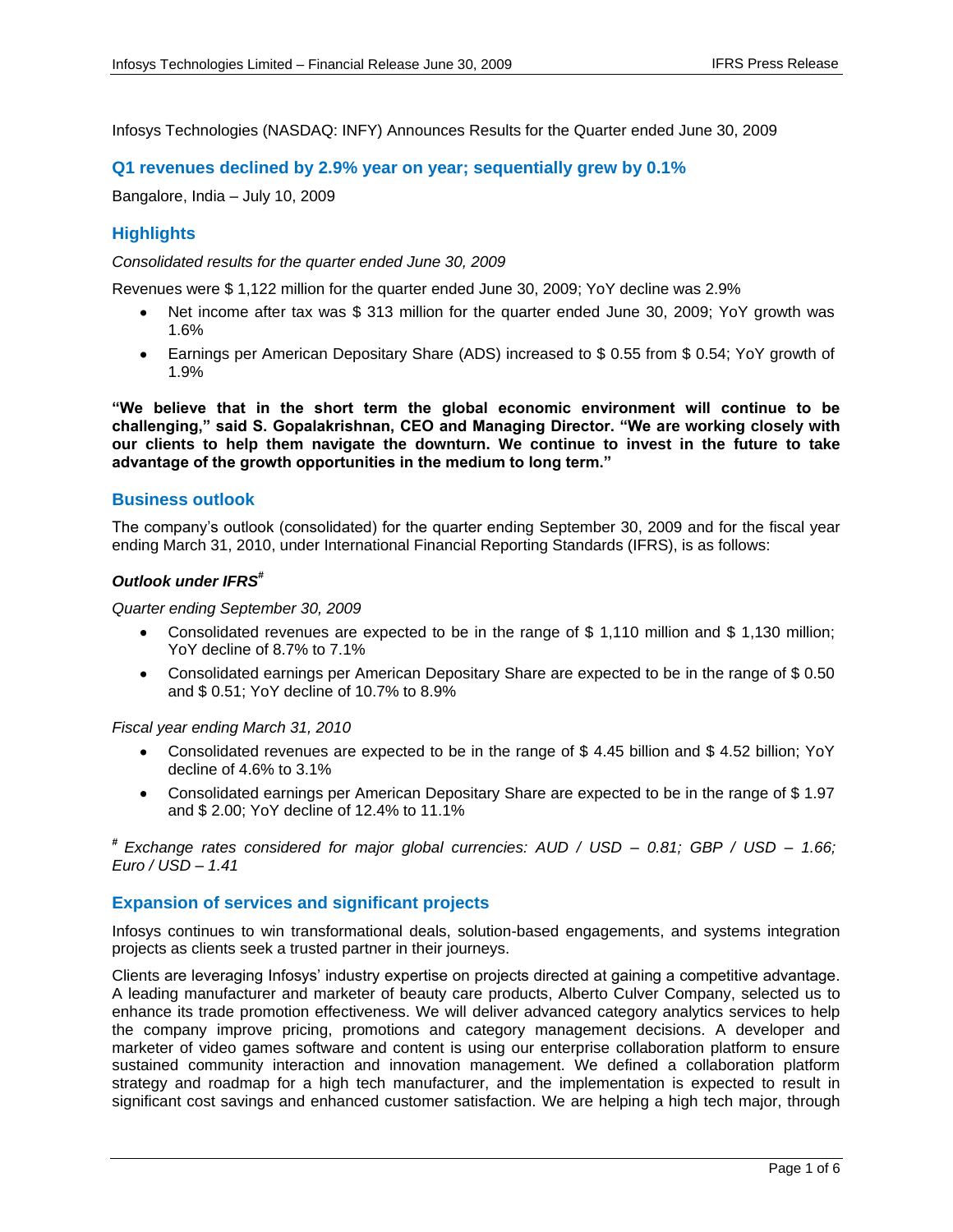Infosys Technologies (NASDAQ: INFY) Announces Results for the Quarter ended June 30, 2009

## Q1 revenues declined by 2.9% year on year; sequentially grew by 0.1%

Bangalore, India – July 10, 2009

## Highlights

*Consolidated results for the quarter ended June 30, 2009*

Revenues were $ 1,122 million for the quarter ended June 30, 2009; YoY decline was 2.9%

- Net income after tax was $ 313 million for the quarter ended June 30, 2009; YoY growth was 1.6%
- Earnings per American Depositary Share (ADS) increased to $ 0.55 from $ 0.54; YoY growth of 1.9%

**"We believe that in the short term the global economic environment will continue to be challenging," said S. Gopalakrishnan, CEO and Managing Director. "We are working closely with our clients to help them navigate the downturn. We continue to invest in the future to take advantage of the growth opportunities in the medium to long term."**

## Business outlook

The company's outlook (consolidated) for the quarter ending September 30, 2009 and for the fiscal year ending March 31, 2010, under International Financial Reporting Standards (IFRS), is as follows:

### *Outlook under IFRS[#]*

*Quarter ending September 30, 2009*

- Consolidated revenues are expected to be in the range of $ 1,110 million and $ 1,130 million; YoY decline of 8.7% to 7.1%
- Consolidated earnings per American Depositary Share are expected to be in the range of $ 0.50 and $ 0.51; YoY decline of 10.7% to 8.9%

*Fiscal year ending March 31, 2010*

- Consolidated revenues are expected to be in the range of $ 4.45 billion and $ 4.52 billion; YoY decline of 4.6% to 3.1%
- Consolidated earnings per American Depositary Share are expected to be in the range of $ 1.97 and $ 2.00; YoY decline of 12.4% to 11.1%

*[#] Exchange rates considered for major global currencies: AUD / USD – 0.81; GBP / USD – 1.66; Euro / USD – 1.41*

## Expansion of services and significant projects

Infosys continues to win transformational deals, solution-based engagements, and systems integration projects as clients seek a trusted partner in their journeys.

Clients are leveraging Infosys' industry expertise on projects directed at gaining a competitive advantage. A leading manufacturer and marketer of beauty care products, Alberto Culver Company, selected us to enhance its trade promotion effectiveness. We will deliver advanced category analytics services to help the company improve pricing, promotions and category management decisions. A developer and marketer of video games software and content is using our enterprise collaboration platform to ensure sustained community interaction and innovation management. We defined a collaboration platform strategy and roadmap for a high tech manufacturer, and the implementation is expected to result in significant cost savings and enhanced customer satisfaction. We are helping a high tech major, through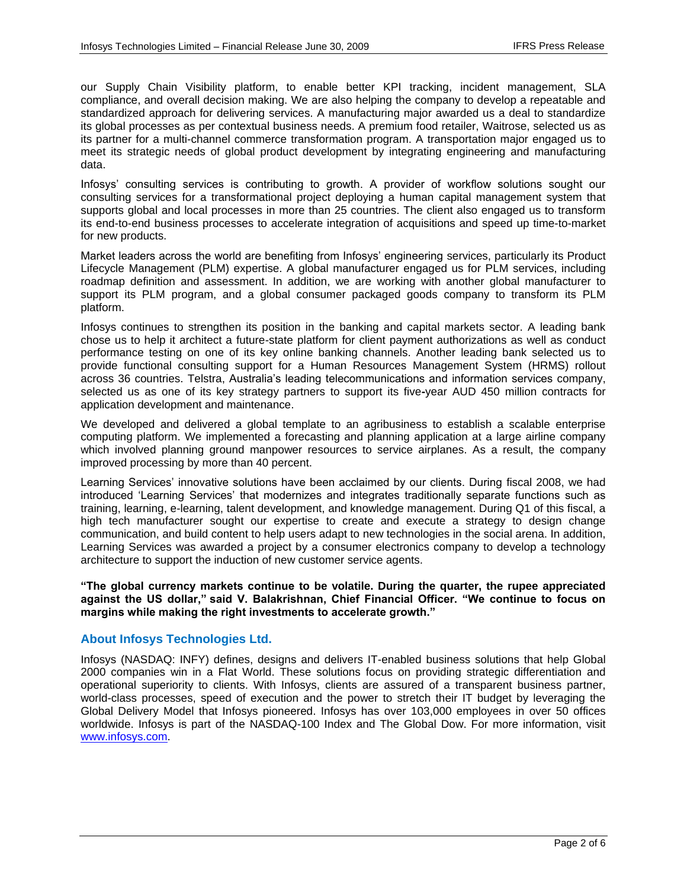our Supply Chain Visibility platform, to enable better KPI tracking, incident management, SLA compliance, and overall decision making. We are also helping the company to develop a repeatable and standardized approach for delivering services. A manufacturing major awarded us a deal to standardize its global processes as per contextual business needs. A premium food retailer, Waitrose, selected us as its partner for a multi-channel commerce transformation program. A transportation major engaged us to meet its strategic needs of global product development by integrating engineering and manufacturing data.

Infosys' consulting services is contributing to growth. A provider of workflow solutions sought our consulting services for a transformational project deploying a human capital management system that supports global and local processes in more than 25 countries. The client also engaged us to transform its end-to-end business processes to accelerate integration of acquisitions and speed up time-to-market for new products.

Market leaders across the world are benefiting from Infosys' engineering services, particularly its Product Lifecycle Management (PLM) expertise. A global manufacturer engaged us for PLM services, including roadmap definition and assessment. In addition, we are working with another global manufacturer to support its PLM program, and a global consumer packaged goods company to transform its PLM platform.

Infosys continues to strengthen its position in the banking and capital markets sector. A leading bank chose us to help it architect a future-state platform for client payment authorizations as well as conduct performance testing on one of its key online banking channels. Another leading bank selected us to provide functional consulting support for a Human Resources Management System (HRMS) rollout across 36 countries. Telstra, Australia's leading telecommunications and information services company, selected us as one of its key strategy partners to support its five-year AUD 450 million contracts for application development and maintenance.

We developed and delivered a global template to an agribusiness to establish a scalable enterprise computing platform. We implemented a forecasting and planning application at a large airline company which involved planning ground manpower resources to service airplanes. As a result, the company improved processing by more than 40 percent.

Learning Services' innovative solutions have been acclaimed by our clients. During fiscal 2008, we had introduced 'Learning Services' that modernizes and integrates traditionally separate functions such as training, learning, e-learning, talent development, and knowledge management. During Q1 of this fiscal, a high tech manufacturer sought our expertise to create and execute a strategy to design change communication, and build content to help users adapt to new technologies in the social arena. In addition, Learning Services was awarded a project by a consumer electronics company to develop a technology architecture to support the induction of new customer service agents.

**"The global currency markets continue to be volatile. During the quarter, the rupee appreciated against the US dollar," said V. Balakrishnan, Chief Financial Officer. "We continue to focus on margins while making the right investments to accelerate growth."**

## About Infosys Technologies Ltd.

Infosys (NASDAQ: INFY) defines, designs and delivers IT-enabled business solutions that help Global 2000 companies win in a Flat World. These solutions focus on providing strategic differentiation and operational superiority to clients. With Infosys, clients are assured of a transparent business partner, world-class processes, speed of execution and the power to stretch their IT budget by leveraging the Global Delivery Model that Infosys pioneered. Infosys has over 103,000 employees in over 50 offices worldwide. Infosys is part of the NASDAQ-100 Index and The Global Dow. For more information, visit www.infosys.com.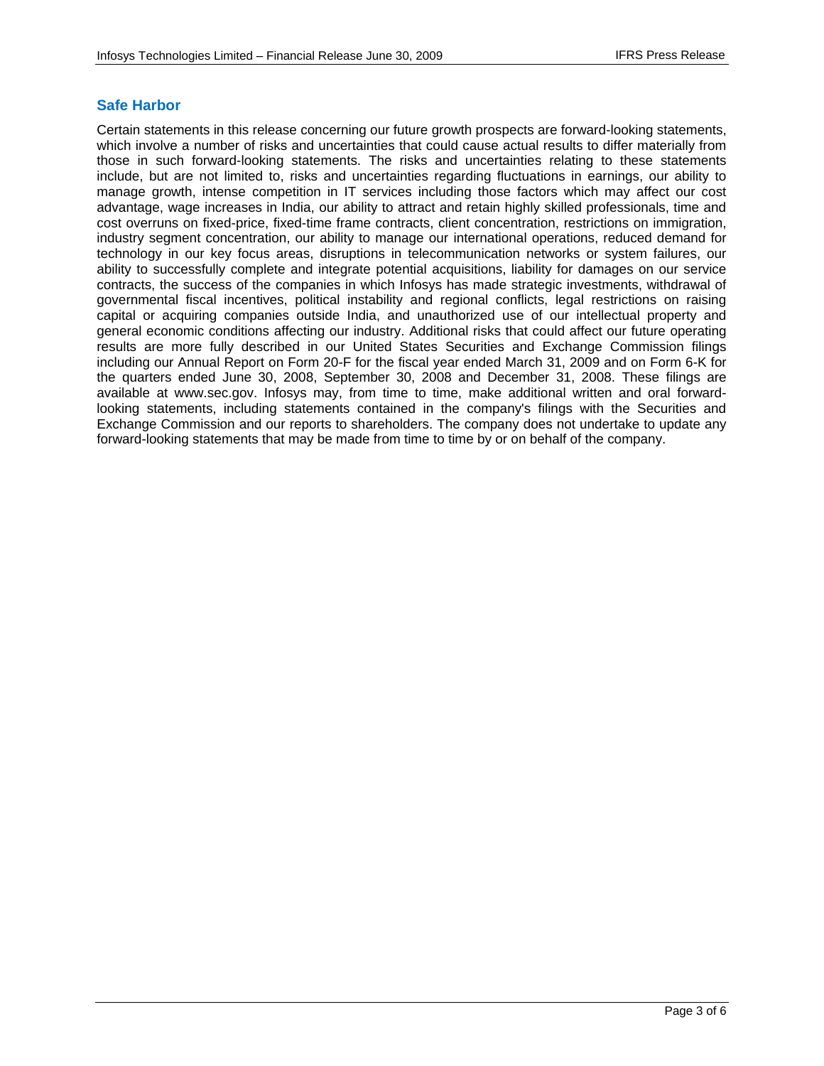## Safe Harbor

Certain statements in this release concerning our future growth prospects are forward-looking statements, which involve a number of risks and uncertainties that could cause actual results to differ materially from those in such forward-looking statements. The risks and uncertainties relating to these statements include, but are not limited to, risks and uncertainties regarding fluctuations in earnings, our ability to manage growth, intense competition in IT services including those factors which may affect our cost advantage, wage increases in India, our ability to attract and retain highly skilled professionals, time and cost overruns on fixed-price, fixed-time frame contracts, client concentration, restrictions on immigration, industry segment concentration, our ability to manage our international operations, reduced demand for technology in our key focus areas, disruptions in telecommunication networks or system failures, our ability to successfully complete and integrate potential acquisitions, liability for damages on our service contracts, the success of the companies in which Infosys has made strategic investments, withdrawal of governmental fiscal incentives, political instability and regional conflicts, legal restrictions on raising capital or acquiring companies outside India, and unauthorized use of our intellectual property and general economic conditions affecting our industry. Additional risks that could affect our future operating results are more fully described in our United States Securities and Exchange Commission filings including our Annual Report on Form 20-F for the fiscal year ended March 31, 2009 and on Form 6-K for the quarters ended June 30, 2008, September 30, 2008 and December 31, 2008. These filings are available at www.sec.gov. Infosys may, from time to time, make additional written and oral forward-looking statements, including statements contained in the company's filings with the Securities and Exchange Commission and our reports to shareholders. The company does not undertake to update any forward-looking statements that may be made from time to time by or on behalf of the company.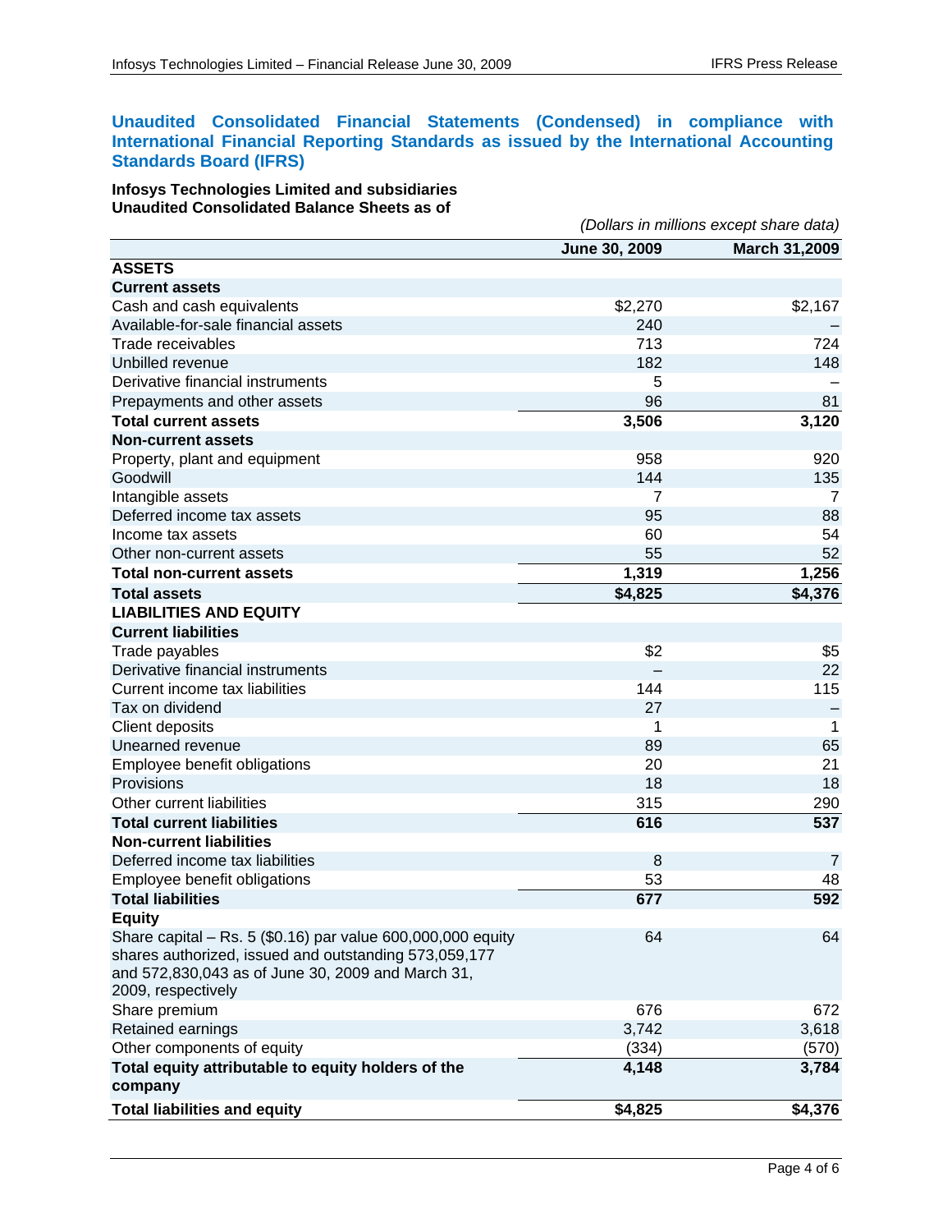## Unaudited Consolidated Financial Statements (Condensed) in compliance with International Financial Reporting Standards as issued by the International Accounting Standards Board (IFRS)

**Infosys Technologies Limited and subsidiaries**
**Unaudited Consolidated Balance Sheets as of**

*(Dollars in millions except share data)*

| | June 30, 2009 | March 31,2009 |
|---|---|---|
| **ASSETS** | | |
| **Current assets** | | |
| Cash and cash equivalents | $2,270 | $2,167 |
| Available-for-sale financial assets | 240 | – |
| Trade receivables | 713 | 724 |
| Unbilled revenue | 182 | 148 |
| Derivative financial instruments | 5 | – |
| Prepayments and other assets | 96 | 81 |
| **Total current assets** | **3,506** | **3,120** |
| **Non-current assets** | | |
| Property, plant and equipment | 958 | 920 |
| Goodwill | 144 | 135 |
| Intangible assets | 7 | 7 |
| Deferred income tax assets | 95 | 88 |
| Income tax assets | 60 | 54 |
| Other non-current assets | 55 | 52 |
| **Total non-current assets** | **1,319** | **1,256** |
| **Total assets** | **$4,825** | **$4,376** |
| **LIABILITIES AND EQUITY** | | |
| **Current liabilities** | | |
| Trade payables | $2 | $5 |
| Derivative financial instruments | – | 22 |
| Current income tax liabilities | 144 | 115 |
| Tax on dividend | 27 | – |
| Client deposits | 1 | 1 |
| Unearned revenue | 89 | 65 |
| Employee benefit obligations | 20 | 21 |
| Provisions | 18 | 18 |
| Other current liabilities | 315 | 290 |
| **Total current liabilities** | **616** | **537** |
| **Non-current liabilities** | | |
| Deferred income tax liabilities | 8 | 7 |
| Employee benefit obligations | 53 | 48 |
| **Total liabilities** | **677** | **592** |
| **Equity** | | |
| Share capital – Rs. 5 ($0.16) par value 600,000,000 equity shares authorized, issued and outstanding 573,059,177 and 572,830,043 as of June 30, 2009 and March 31, 2009, respectively | 64 | 64 |
| Share premium | 676 | 672 |
| Retained earnings | 3,742 | 3,618 |
| Other components of equity | (334) | (570) |
| **Total equity attributable to equity holders of the company** | **4,148** | **3,784** |
| **Total liabilities and equity** | **$4,825** | **$4,376** |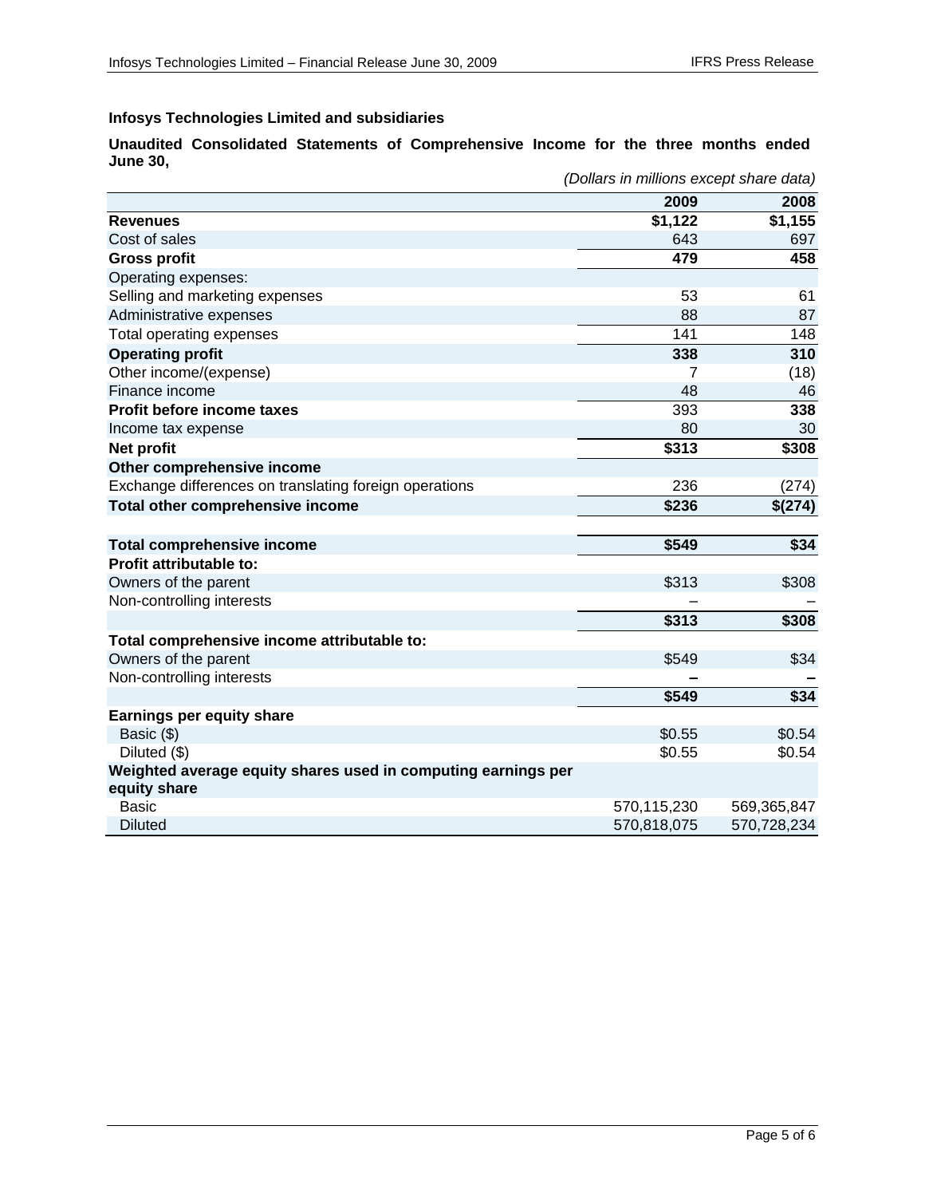**Infosys Technologies Limited and subsidiaries**

**Unaudited Consolidated Statements of Comprehensive Income for the three months ended June 30,**

*(Dollars in millions except share data)*

| | 2009 | 2008 |
|---|---|---|
| **Revenues** | **$1,122** | **$1,155** |
| Cost of sales | 643 | 697 |
| **Gross profit** | **479** | **458** |
| Operating expenses: | | |
| Selling and marketing expenses | 53 | 61 |
| Administrative expenses | 88 | 87 |
| Total operating expenses | 141 | 148 |
| **Operating profit** | **338** | **310** |
| Other income/(expense) | 7 | (18) |
| Finance income | 48 | 46 |
| **Profit before income taxes** | 393 | **338** |
| Income tax expense | 80 | 30 |
| **Net profit** | **$313** | **$308** |
| **Other comprehensive income** | | |
| Exchange differences on translating foreign operations | 236 | (274) |
| **Total other comprehensive income** | **$236** | **$(274)** |
| | | |
| **Total comprehensive income** | **$549** | **$34** |
| **Profit attributable to:** | | |
| Owners of the parent | $313 | $308 |
| Non-controlling interests | – | – |
| | **$313** | **$308** |
| **Total comprehensive income attributable to:** | | |
| Owners of the parent | $549 | $34 |
| Non-controlling interests | **–** | **–** |
| | **$549** | **$34** |
| **Earnings per equity share** | | |
| Basic ($) | $0.55 | $0.54 |
| Diluted ($) | $0.55 | $0.54 |
| **Weighted average equity shares used in computing earnings per equity share** | | |
| Basic | 570,115,230 | 569,365,847 |
| Diluted | 570,818,075 | 570,728,234 |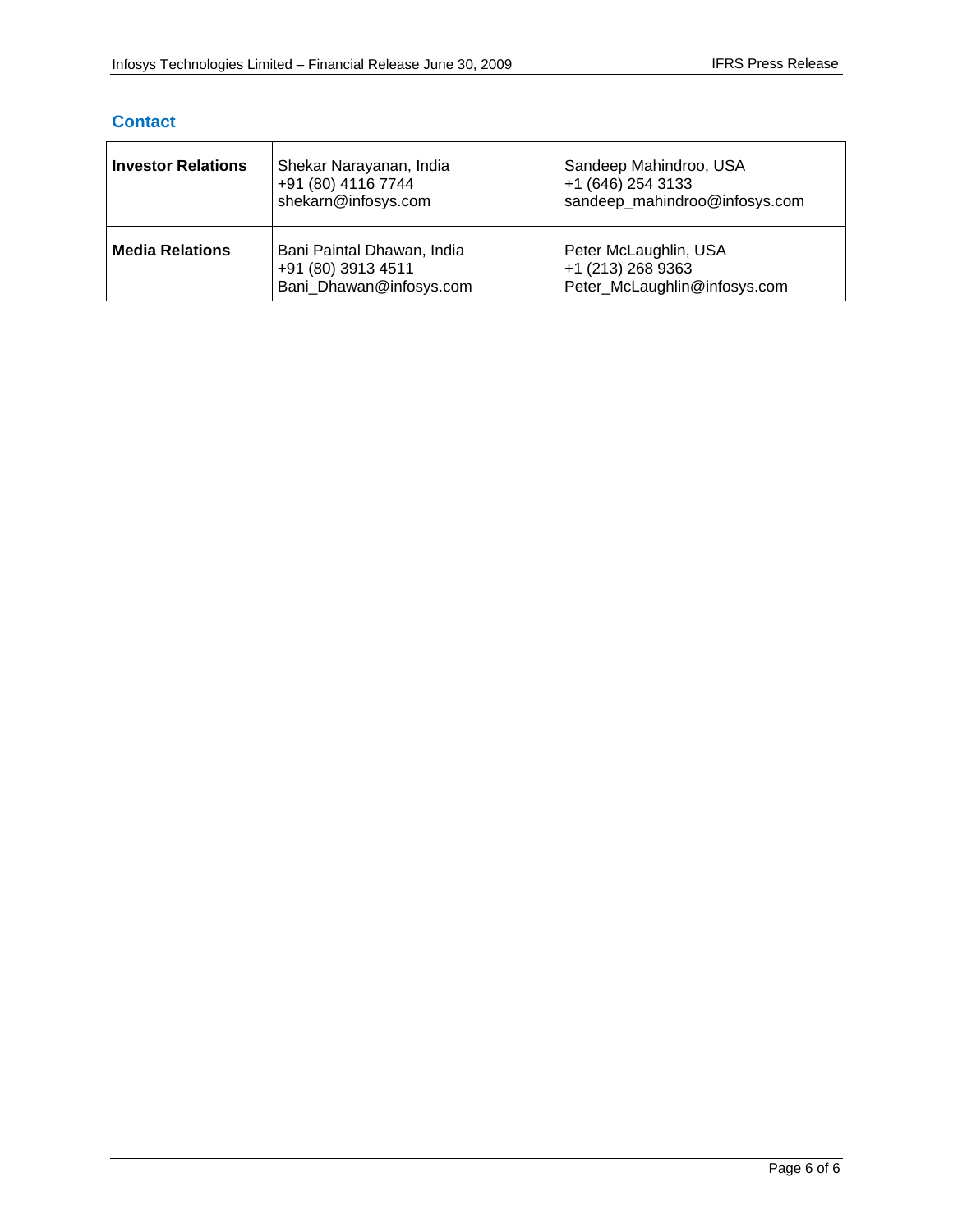## Contact

| | | |
|---|---|---|
| **Investor Relations** | Shekar Narayanan, India<br>+91 (80) 4116 7744<br>shekarn@infosys.com | Sandeep Mahindroo, USA<br>+1 (646) 254 3133<br>sandeep_mahindroo@infosys.com |
| **Media Relations** | Bani Paintal Dhawan, India<br>+91 (80) 3913 4511<br>Bani_Dhawan@infosys.com | Peter McLaughlin, USA<br>+1 (213) 268 9363<br>Peter_McLaughlin@infosys.com |